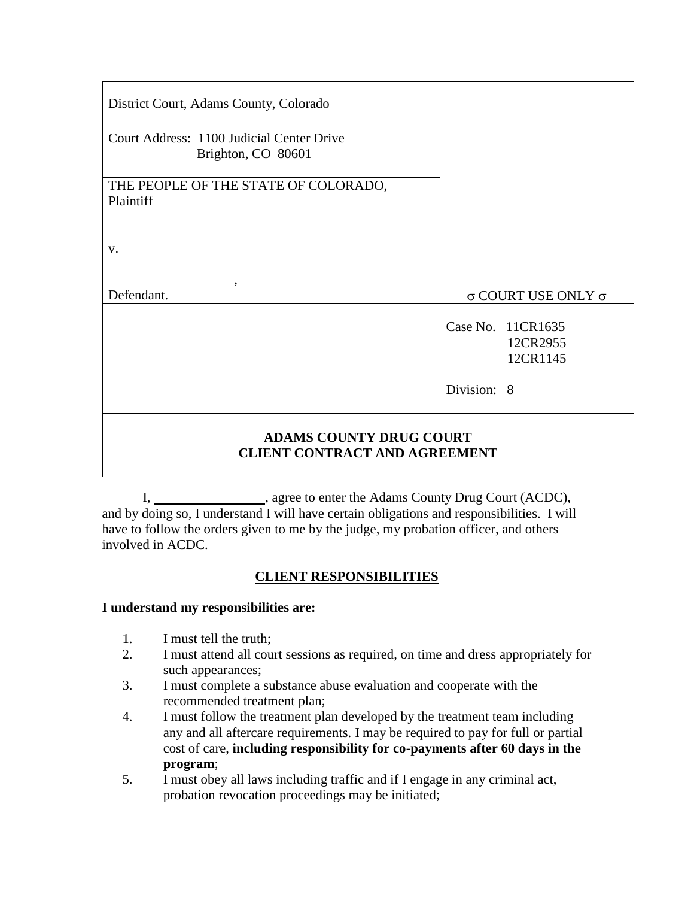| | |
|---|---|
| District Court, Adams County, Colorado<br><br>Court Address: 1100 Judicial Center Drive<br>Brighton, CO 80601 | |
| THE PEOPLE OF THE STATE OF COLORADO,<br>Plaintiff<br><br>v.<br><br>___________________,<br>Defendant. | σ COURT USE ONLY σ |
| | Case No. 11CR1635<br>12CR2955<br>12CR1145<br><br>Division: 8 |

**ADAMS COUNTY DRUG COURT**
**CLIENT CONTRACT AND AGREEMENT**

I, _________________, agree to enter the Adams County Drug Court (ACDC), and by doing so, I understand I will have certain obligations and responsibilities. I will have to follow the orders given to me by the judge, my probation officer, and others involved in ACDC.

## CLIENT RESPONSIBILITIES

**I understand my responsibilities are:**

1. I must tell the truth;
2. I must attend all court sessions as required, on time and dress appropriately for such appearances;
3. I must complete a substance abuse evaluation and cooperate with the recommended treatment plan;
4. I must follow the treatment plan developed by the treatment team including any and all aftercare requirements. I may be required to pay for full or partial cost of care, **including responsibility for co-payments after 60 days in the program**;
5. I must obey all laws including traffic and if I engage in any criminal act, probation revocation proceedings may be initiated;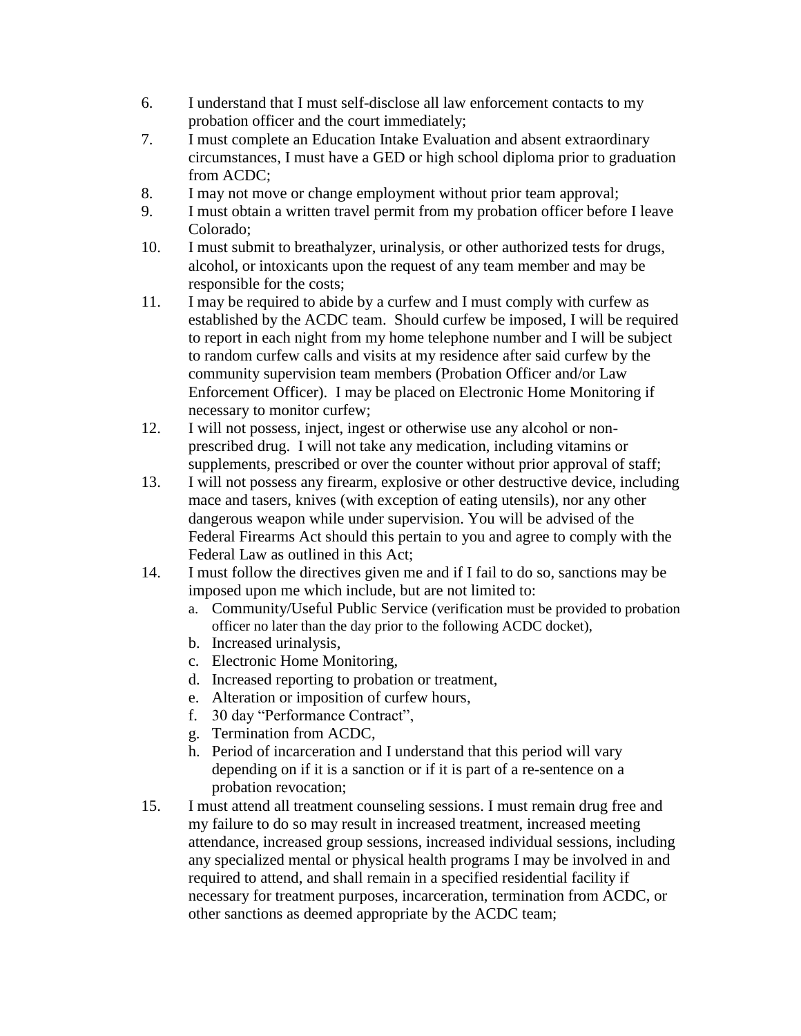6. I understand that I must self-disclose all law enforcement contacts to my probation officer and the court immediately;
7. I must complete an Education Intake Evaluation and absent extraordinary circumstances, I must have a GED or high school diploma prior to graduation from ACDC;
8. I may not move or change employment without prior team approval;
9. I must obtain a written travel permit from my probation officer before I leave Colorado;
10. I must submit to breathalyzer, urinalysis, or other authorized tests for drugs, alcohol, or intoxicants upon the request of any team member and may be responsible for the costs;
11. I may be required to abide by a curfew and I must comply with curfew as established by the ACDC team. Should curfew be imposed, I will be required to report in each night from my home telephone number and I will be subject to random curfew calls and visits at my residence after said curfew by the community supervision team members (Probation Officer and/or Law Enforcement Officer). I may be placed on Electronic Home Monitoring if necessary to monitor curfew;
12. I will not possess, inject, ingest or otherwise use any alcohol or non-prescribed drug. I will not take any medication, including vitamins or supplements, prescribed or over the counter without prior approval of staff;
13. I will not possess any firearm, explosive or other destructive device, including mace and tasers, knives (with exception of eating utensils), nor any other dangerous weapon while under supervision. You will be advised of the Federal Firearms Act should this pertain to you and agree to comply with the Federal Law as outlined in this Act;
14. I must follow the directives given me and if I fail to do so, sanctions may be imposed upon me which include, but are not limited to:
    a. Community/Useful Public Service (verification must be provided to probation officer no later than the day prior to the following ACDC docket),
    b. Increased urinalysis,
    c. Electronic Home Monitoring,
    d. Increased reporting to probation or treatment,
    e. Alteration or imposition of curfew hours,
    f. 30 day "Performance Contract",
    g. Termination from ACDC,
    h. Period of incarceration and I understand that this period will vary depending on if it is a sanction or if it is part of a re-sentence on a probation revocation;
15. I must attend all treatment counseling sessions. I must remain drug free and my failure to do so may result in increased treatment, increased meeting attendance, increased group sessions, increased individual sessions, including any specialized mental or physical health programs I may be involved in and required to attend, and shall remain in a specified residential facility if necessary for treatment purposes, incarceration, termination from ACDC, or other sanctions as deemed appropriate by the ACDC team;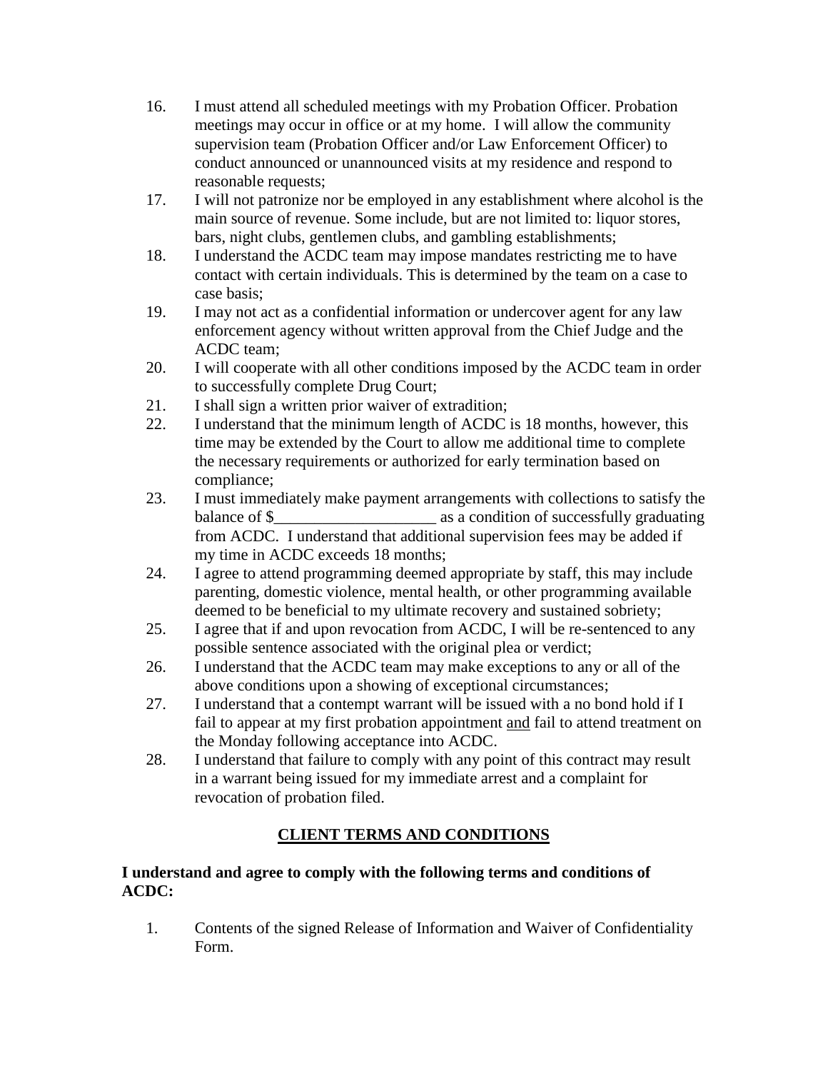16. I must attend all scheduled meetings with my Probation Officer. Probation meetings may occur in office or at my home. I will allow the community supervision team (Probation Officer and/or Law Enforcement Officer) to conduct announced or unannounced visits at my residence and respond to reasonable requests;
17. I will not patronize nor be employed in any establishment where alcohol is the main source of revenue. Some include, but are not limited to: liquor stores, bars, night clubs, gentlemen clubs, and gambling establishments;
18. I understand the ACDC team may impose mandates restricting me to have contact with certain individuals. This is determined by the team on a case to case basis;
19. I may not act as a confidential information or undercover agent for any law enforcement agency without written approval from the Chief Judge and the ACDC team;
20. I will cooperate with all other conditions imposed by the ACDC team in order to successfully complete Drug Court;
21. I shall sign a written prior waiver of extradition;
22. I understand that the minimum length of ACDC is 18 months, however, this time may be extended by the Court to allow me additional time to complete the necessary requirements or authorized for early termination based on compliance;
23. I must immediately make payment arrangements with collections to satisfy the balance of $____________________ as a condition of successfully graduating from ACDC. I understand that additional supervision fees may be added if my time in ACDC exceeds 18 months;
24. I agree to attend programming deemed appropriate by staff, this may include parenting, domestic violence, mental health, or other programming available deemed to be beneficial to my ultimate recovery and sustained sobriety;
25. I agree that if and upon revocation from ACDC, I will be re-sentenced to any possible sentence associated with the original plea or verdict;
26. I understand that the ACDC team may make exceptions to any or all of the above conditions upon a showing of exceptional circumstances;
27. I understand that a contempt warrant will be issued with a no bond hold if I fail to appear at my first probation appointment <u>and</u> fail to attend treatment on the Monday following acceptance into ACDC.
28. I understand that failure to comply with any point of this contract may result in a warrant being issued for my immediate arrest and a complaint for revocation of probation filed.

## <u>CLIENT TERMS AND CONDITIONS</u>

**I understand and agree to comply with the following terms and conditions of ACDC:**

1. Contents of the signed Release of Information and Waiver of Confidentiality Form.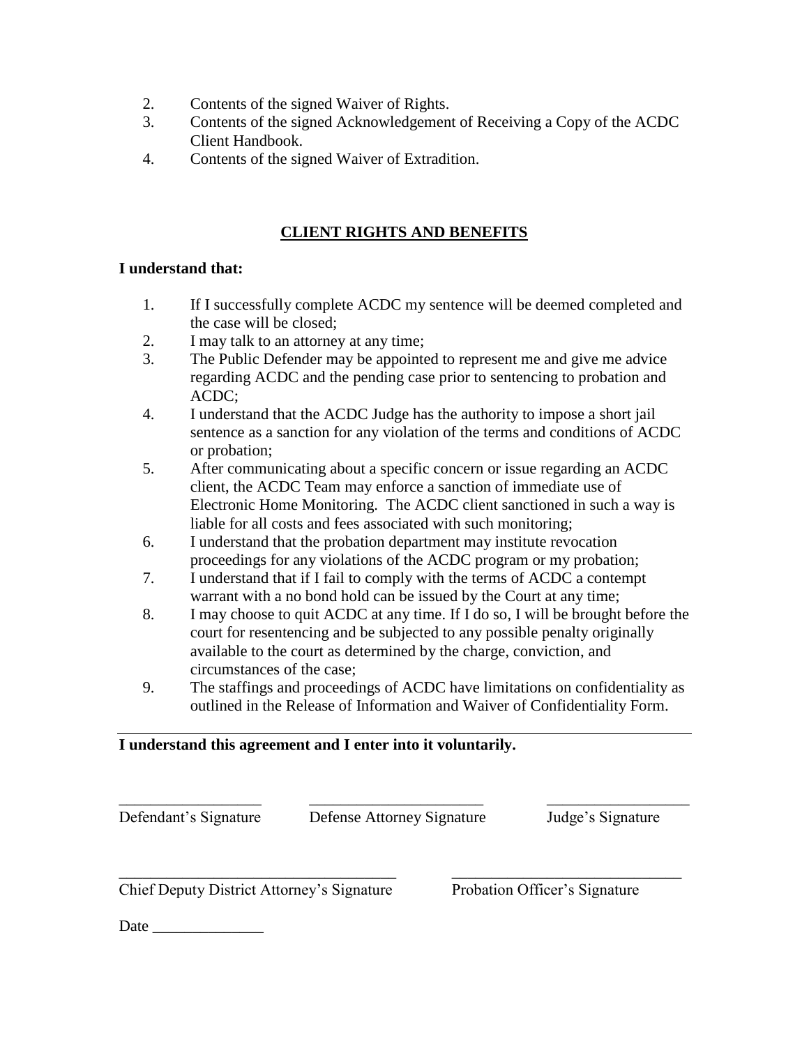2. Contents of the signed Waiver of Rights.
3. Contents of the signed Acknowledgement of Receiving a Copy of the ACDC Client Handbook.
4. Contents of the signed Waiver of Extradition.

## <u>CLIENT RIGHTS AND BENEFITS</u>

**I understand that:**

1. If I successfully complete ACDC my sentence will be deemed completed and the case will be closed;
2. I may talk to an attorney at any time;
3. The Public Defender may be appointed to represent me and give me advice regarding ACDC and the pending case prior to sentencing to probation and ACDC;
4. I understand that the ACDC Judge has the authority to impose a short jail sentence as a sanction for any violation of the terms and conditions of ACDC or probation;
5. After communicating about a specific concern or issue regarding an ACDC client, the ACDC Team may enforce a sanction of immediate use of Electronic Home Monitoring. The ACDC client sanctioned in such a way is liable for all costs and fees associated with such monitoring;
6. I understand that the probation department may institute revocation proceedings for any violations of the ACDC program or my probation;
7. I understand that if I fail to comply with the terms of ACDC a contempt warrant with a no bond hold can be issued by the Court at any time;
8. I may choose to quit ACDC at any time. If I do so, I will be brought before the court for resentencing and be subjected to any possible penalty originally available to the court as determined by the charge, conviction, and circumstances of the case;
9. The staffings and proceedings of ACDC have limitations on confidentiality as outlined in the Release of Information and Waiver of Confidentiality Form.

---

**I understand this agreement and I enter into it voluntarily.**

__________________ Defendant's Signature

______________________ Defense Attorney Signature

__________________ Judge's Signature

____________________________________ Chief Deputy District Attorney's Signature

______________________________ Probation Officer's Signature

Date ______________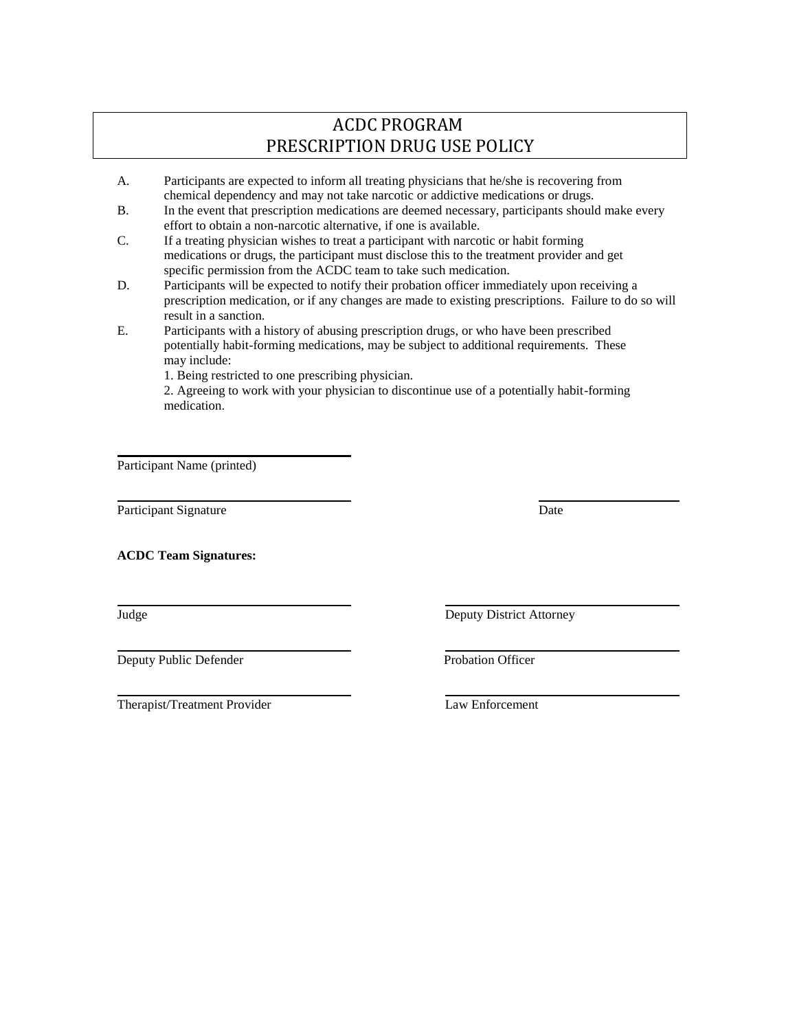# ACDC PROGRAM
# PRESCRIPTION DRUG USE POLICY

A. Participants are expected to inform all treating physicians that he/she is recovering from chemical dependency and may not take narcotic or addictive medications or drugs.

B. In the event that prescription medications are deemed necessary, participants should make every effort to obtain a non-narcotic alternative, if one is available.

C. If a treating physician wishes to treat a participant with narcotic or habit forming medications or drugs, the participant must disclose this to the treatment provider and get specific permission from the ACDC team to take such medication.

D. Participants will be expected to notify their probation officer immediately upon receiving a prescription medication, or if any changes are made to existing prescriptions. Failure to do so will result in a sanction.

E. Participants with a history of abusing prescription drugs, or who have been prescribed potentially habit-forming medications, may be subject to additional requirements. These may include:

1. Being restricted to one prescribing physician.
2. Agreeing to work with your physician to discontinue use of a potentially habit-forming medication.

\_\_\_\_\_\_\_\_\_\_\_\_\_\_\_\_\_\_\_\_\_\_\_\_\_\_\_\_\_\_
Participant Name (printed)

\_\_\_\_\_\_\_\_\_\_\_\_\_\_\_\_\_\_\_\_\_\_\_\_\_\_\_\_\_\_ \_\_\_\_\_\_\_\_\_\_\_\_\_\_\_\_\_\_
Participant Signature Date

**ACDC Team Signatures:**

\_\_\_\_\_\_\_\_\_\_\_\_\_\_\_\_\_\_\_\_\_\_\_\_\_\_\_\_\_\_ \_\_\_\_\_\_\_\_\_\_\_\_\_\_\_\_\_\_\_\_\_\_\_\_\_\_\_\_\_\_
Judge Deputy District Attorney

\_\_\_\_\_\_\_\_\_\_\_\_\_\_\_\_\_\_\_\_\_\_\_\_\_\_\_\_\_\_ \_\_\_\_\_\_\_\_\_\_\_\_\_\_\_\_\_\_\_\_\_\_\_\_\_\_\_\_\_\_
Deputy Public Defender Probation Officer

\_\_\_\_\_\_\_\_\_\_\_\_\_\_\_\_\_\_\_\_\_\_\_\_\_\_\_\_\_\_ \_\_\_\_\_\_\_\_\_\_\_\_\_\_\_\_\_\_\_\_\_\_\_\_\_\_\_\_\_\_
Therapist/Treatment Provider Law Enforcement